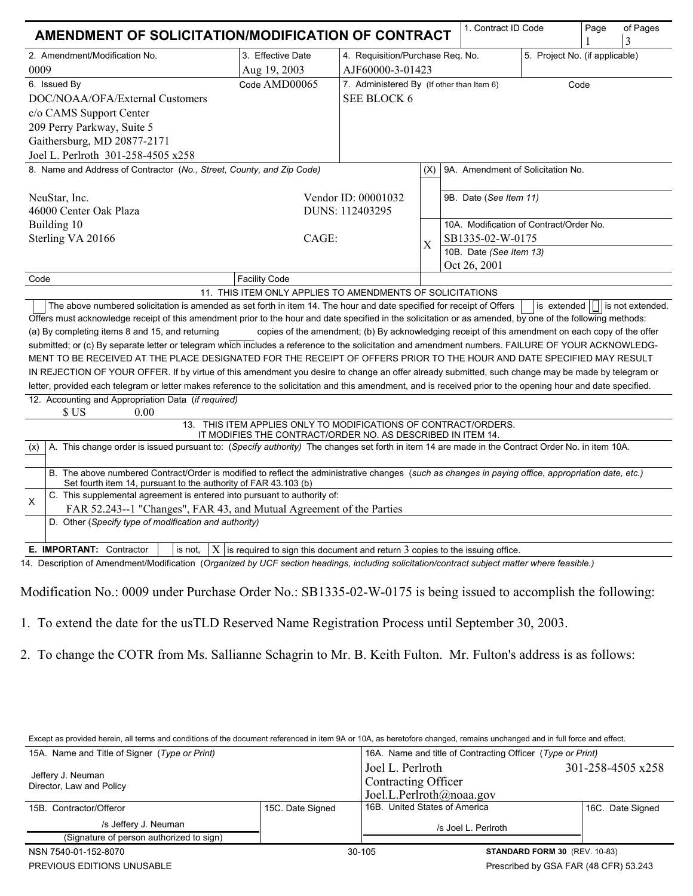# AMENDMENT OF SOLICITATION/MODIFICATION OF CONTRACT

| 1. Contract ID Code | Page | of Pages |
|---|---|---|
| | 1 | 3 |

| 2. Amendment/Modification No. | 3. Effective Date | 4. Requisition/Purchase Req. No. | 5. Project No. (if applicable) |
|---|---|---|---|
| 0009 | Aug 19, 2003 | AJF60000-3-01423 | |

| 6. Issued By | Code AMD00065 | 7. Administered By (If other than Item 6) | Code |
|---|---|---|---|
| DOC/NOAA/OFA/External Customers<br>c/o CAMS Support Center<br>209 Perry Parkway, Suite 5<br>Gaithersburg, MD 20877-2171<br>Joel L. Perlroth 301-258-4505 x258 | | SEE BLOCK 6 | |

| 8. Name and Address of Contractor (No., Street, County, and Zip Code) | | (X) | 9A. Amendment of Solicitation No. |
|---|---|---|---|
| NeuStar, Inc.<br>46000 Center Oak Plaza<br>Building 10<br>Sterling VA 20166 | Vendor ID: 00001032<br>DUNS: 112403295<br>CAGE: | | 9B. Date (See Item 11) |
| | | X | 10A. Modification of Contract/Order No.<br>SB1335-02-W-0175 |
| | | | 10B. Date (See Item 13)<br>Oct 26, 2001 |
| Code | Facility Code | | |

**11. THIS ITEM ONLY APPLIES TO AMENDMENTS OF SOLICITATIONS**

☐ The above numbered solicitation is amended as set forth in item 14. The hour and date specified for receipt of Offers ☐ is extended ☐ is not extended.

Offers must acknowledge receipt of this amendment prior to the hour and date specified in the solicitation or as amended, by one of the following methods: (a) By completing items 8 and 15, and returning ____ copies of the amendment; (b) By acknowledging receipt of this amendment on each copy of the offer submitted; or (c) By separate letter or telegram which includes a reference to the solicitation and amendment numbers. FAILURE OF YOUR ACKNOWLEDGMENT TO BE RECEIVED AT THE PLACE DESIGNATED FOR THE RECEIPT OF OFFERS PRIOR TO THE HOUR AND DATE SPECIFIED MAY RESULT IN REJECTION OF YOUR OFFER. If by virtue of this amendment you desire to change an offer already submitted, such change may be made by telegram or letter, provided each telegram or letter makes reference to the solicitation and this amendment, and is received prior to the opening hour and date specified.

12. Accounting and Appropriation Data (if required)
$ US 0.00

**13. THIS ITEM APPLIES ONLY TO MODIFICATIONS OF CONTRACT/ORDERS. IT MODIFIES THE CONTRACT/ORDER NO. AS DESCRIBED IN ITEM 14.**

| (x) | |
|---|---|
| | A. This change order is issued pursuant to: (Specify authority) The changes set forth in item 14 are made in the Contract Order No. in item 10A. |
| | B. The above numbered Contract/Order is modified to reflect the administrative changes (such as changes in paying office, appropriation date, etc.) Set fourth item 14, pursuant to the authority of FAR 43.103 (b) |
| X | C. This supplemental agreement is entered into pursuant to authority of:<br>FAR 52.243--1 "Changes", FAR 43, and Mutual Agreement of the Parties |
| | D. Other (Specify type of modification and authority) |

**E. IMPORTANT:** Contractor ☐ is not, ☒ is required to sign this document and return 3 copies to the issuing office.

14. Description of Amendment/Modification (Organized by UCF section headings, including solicitation/contract subject matter where feasible.)

Modification No.: 0009 under Purchase Order No.: SB1335-02-W-0175 is being issued to accomplish the following:

1. To extend the date for the usTLD Reserved Name Registration Process until September 30, 2003.

2. To change the COTR from Ms. Sallianne Schagrin to Mr. B. Keith Fulton. Mr. Fulton's address is as follows:

Except as provided herein, all terms and conditions of the document referenced in item 9A or 10A, as heretofore changed, remains unchanged and in full force and effect.

| 15A. Name and Title of Signer (Type or Print) | | 16A. Name and title of Contracting Officer (Type or Print) | |
|---|---|---|---|
| Jeffery J. Neuman<br>Director, Law and Policy | | Joel L. Perlroth 301-258-4505 x258<br>Contracting Officer<br>Joel.L.Perlroth@noaa.gov | |
| 15B. Contractor/Offeror | 15C. Date Signed | 16B. United States of America | 16C. Date Signed |
| /s Jeffery J. Neuman<br>(Signature of person authorized to sign) | | /s Joel L. Perlroth | |

NSN 7540-01-152-8070 | 30-105 | **STANDARD FORM 30** (REV. 10-83)
PREVIOUS EDITIONS UNUSABLE | Prescribed by GSA FAR (48 CFR) 53.243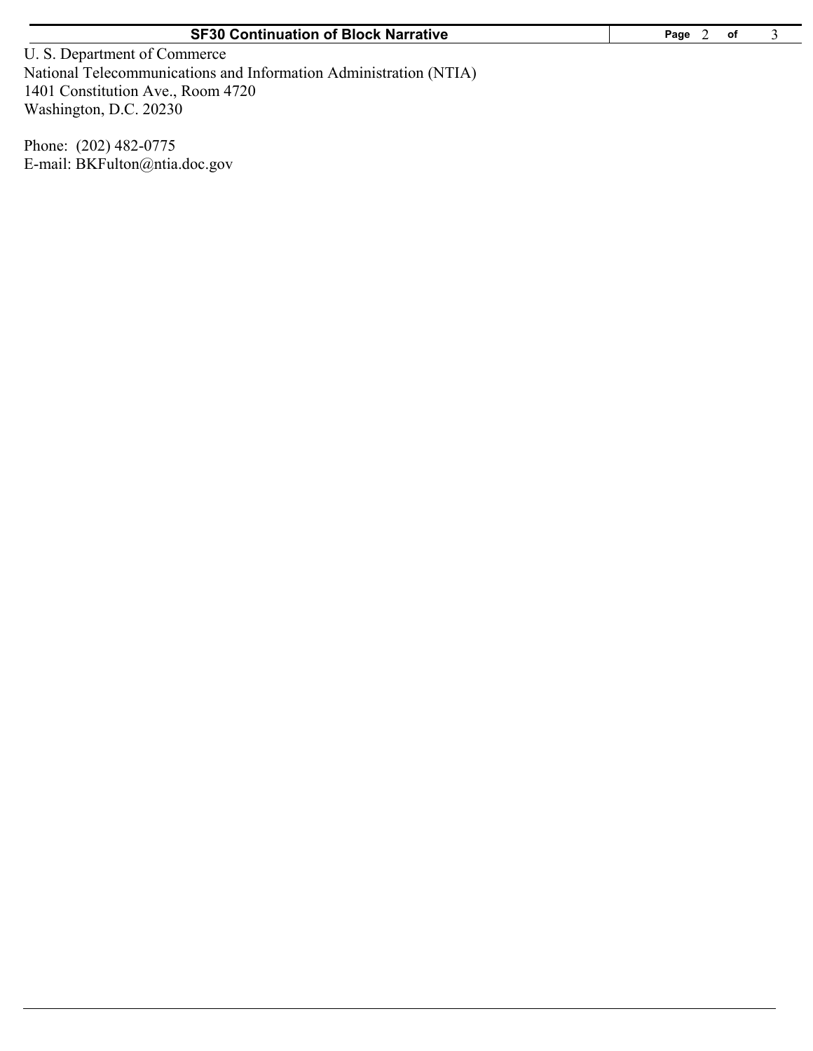## SF30 Continuation of Block Narrative

U. S. Department of Commerce
National Telecommunications and Information Administration (NTIA)
1401 Constitution Ave., Room 4720
Washington, D.C. 20230

Phone: (202) 482-0775
E-mail: BKFulton@ntia.doc.gov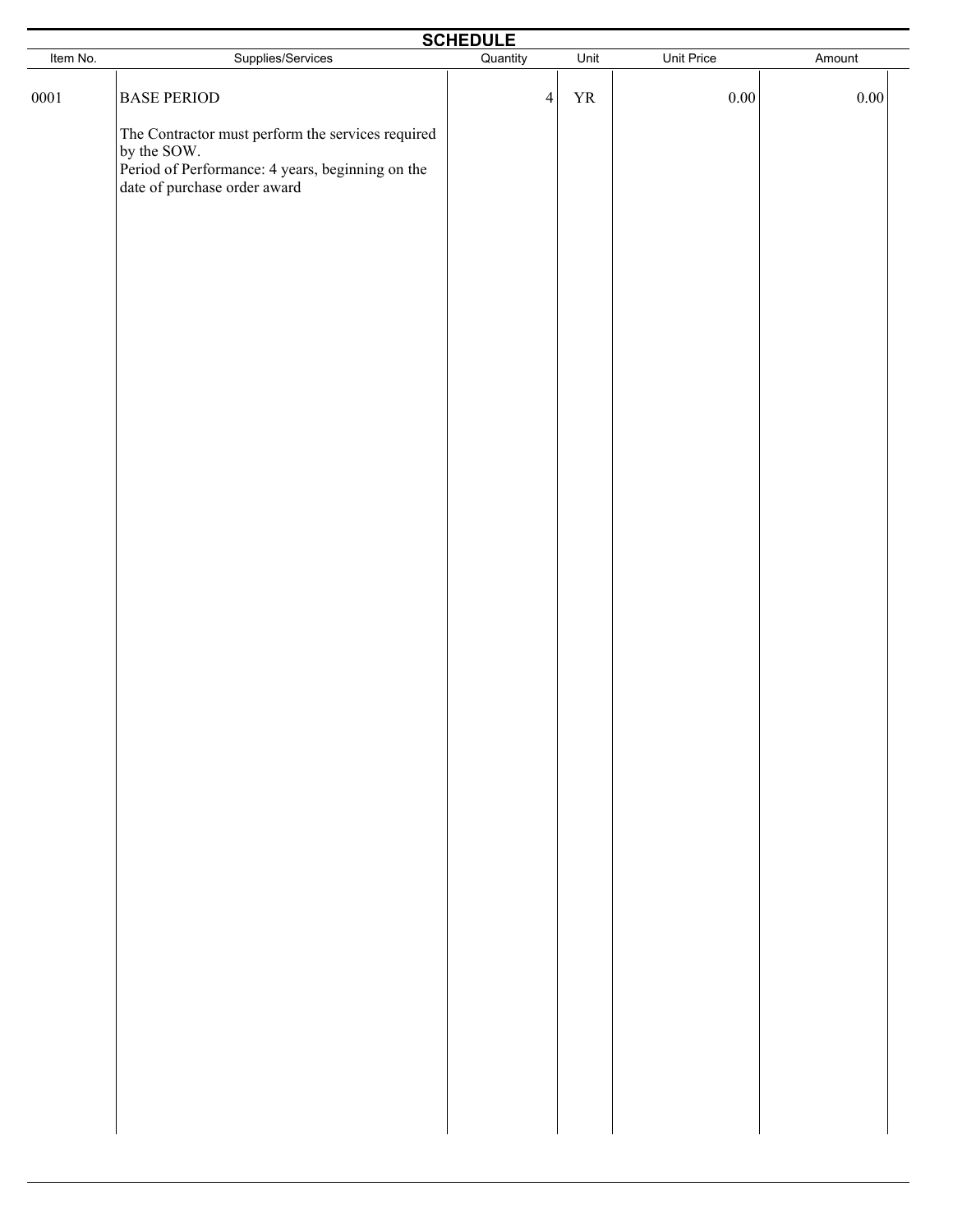## SCHEDULE

| Item No. | Supplies/Services | Quantity | Unit | Unit Price | Amount |
|---|---|---|---|---|---|
| 0001 | BASE PERIOD<br><br>The Contractor must perform the services required by the SOW.<br>Period of Performance: 4 years, beginning on the date of purchase order award | 4 | YR | 0.00 | 0.00 |